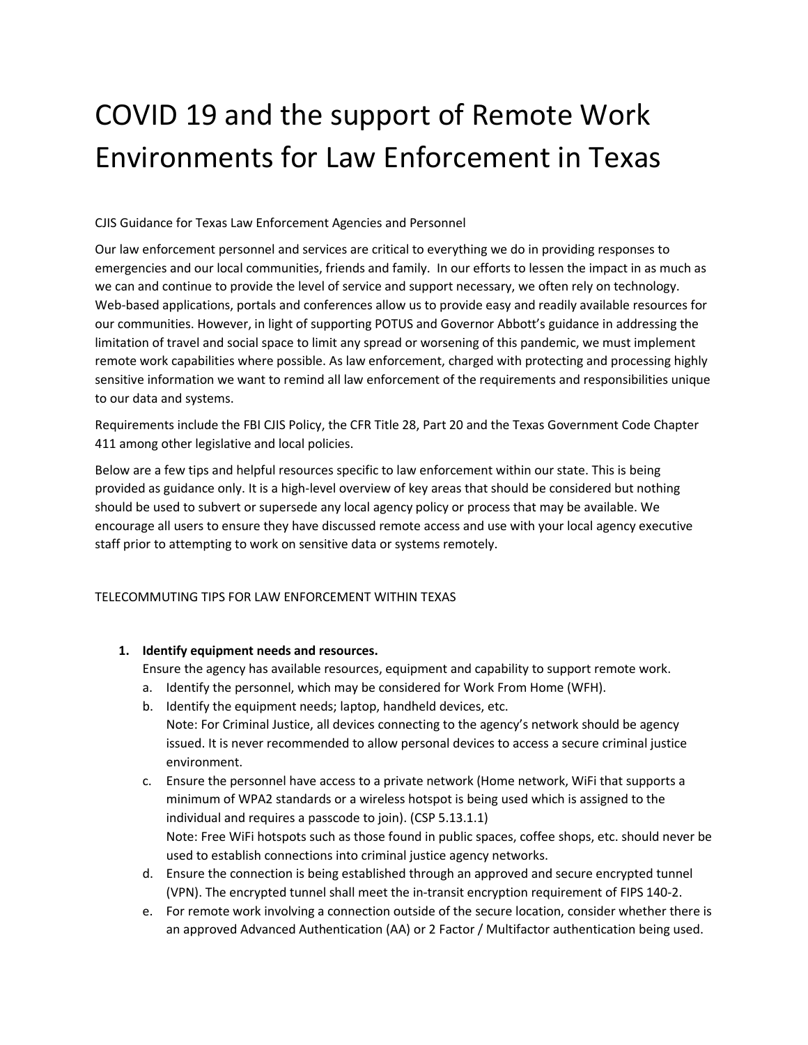# COVID 19 and the support of Remote Work Environments for Law Enforcement in Texas

CJIS Guidance for Texas Law Enforcement Agencies and Personnel

Our law enforcement personnel and services are critical to everything we do in providing responses to emergencies and our local communities, friends and family. In our efforts to lessen the impact in as much as we can and continue to provide the level of service and support necessary, we often rely on technology. Web-based applications, portals and conferences allow us to provide easy and readily available resources for our communities. However, in light of supporting POTUS and Governor Abbott's guidance in addressing the limitation of travel and social space to limit any spread or worsening of this pandemic, we must implement remote work capabilities where possible. As law enforcement, charged with protecting and processing highly sensitive information we want to remind all law enforcement of the requirements and responsibilities unique to our data and systems.

Requirements include the FBI CJIS Policy, the CFR Title 28, Part 20 and the Texas Government Code Chapter 411 among other legislative and local policies.

Below are a few tips and helpful resources specific to law enforcement within our state. This is being provided as guidance only. It is a high-level overview of key areas that should be considered but nothing should be used to subvert or supersede any local agency policy or process that may be available. We encourage all users to ensure they have discussed remote access and use with your local agency executive staff prior to attempting to work on sensitive data or systems remotely.

TELECOMMUTING TIPS FOR LAW ENFORCEMENT WITHIN TEXAS

1. **Identify equipment needs and resources.**
   Ensure the agency has available resources, equipment and capability to support remote work.
   a. Identify the personnel, which may be considered for Work From Home (WFH).
   b. Identify the equipment needs; laptop, handheld devices, etc.
      Note: For Criminal Justice, all devices connecting to the agency's network should be agency issued. It is never recommended to allow personal devices to access a secure criminal justice environment.
   c. Ensure the personnel have access to a private network (Home network, WiFi that supports a minimum of WPA2 standards or a wireless hotspot is being used which is assigned to the individual and requires a passcode to join). (CSP 5.13.1.1)
      Note: Free WiFi hotspots such as those found in public spaces, coffee shops, etc. should never be used to establish connections into criminal justice agency networks.
   d. Ensure the connection is being established through an approved and secure encrypted tunnel (VPN). The encrypted tunnel shall meet the in-transit encryption requirement of FIPS 140-2.
   e. For remote work involving a connection outside of the secure location, consider whether there is an approved Advanced Authentication (AA) or 2 Factor / Multifactor authentication being used.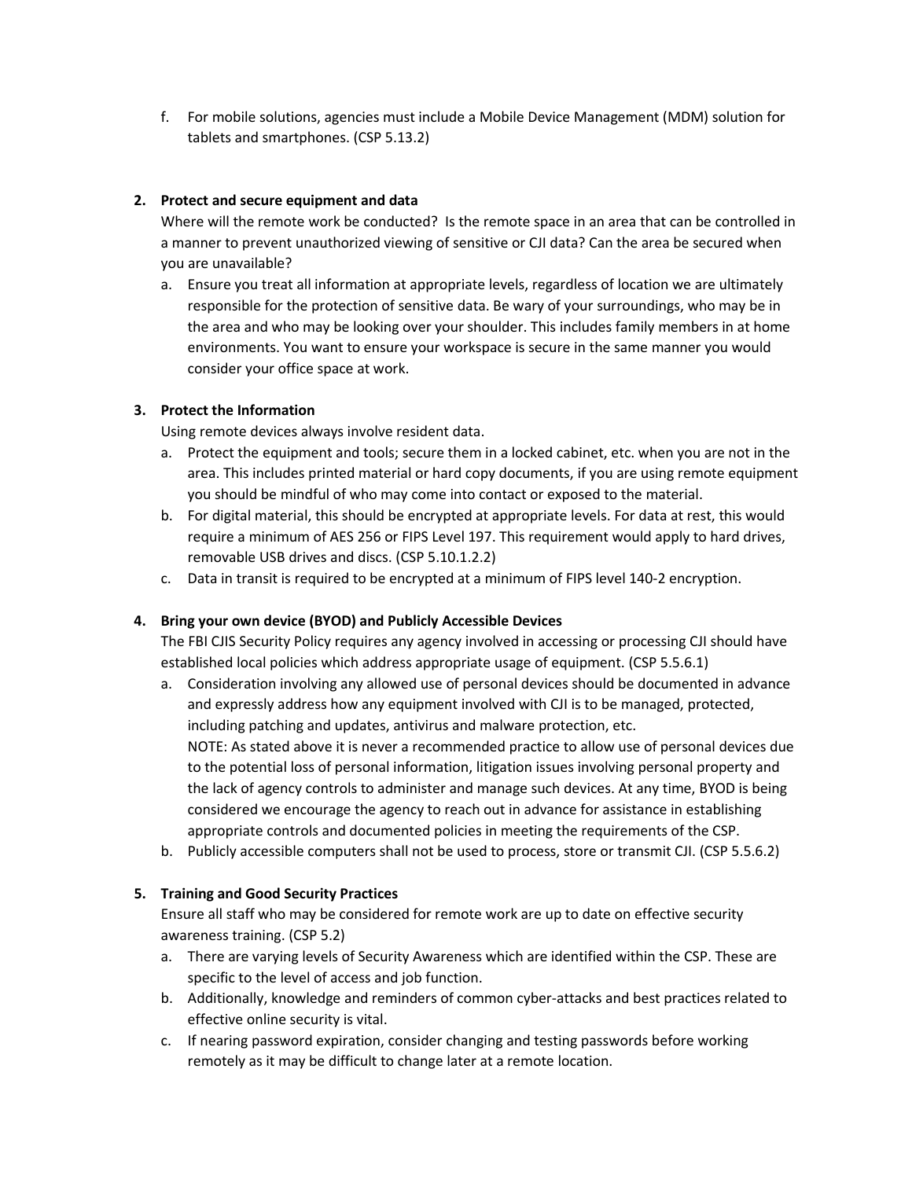f. For mobile solutions, agencies must include a Mobile Device Management (MDM) solution for tablets and smartphones. (CSP 5.13.2)

2. **Protect and secure equipment and data**
   Where will the remote work be conducted? Is the remote space in an area that can be controlled in a manner to prevent unauthorized viewing of sensitive or CJI data? Can the area be secured when you are unavailable?
   a. Ensure you treat all information at appropriate levels, regardless of location we are ultimately responsible for the protection of sensitive data. Be wary of your surroundings, who may be in the area and who may be looking over your shoulder. This includes family members in at home environments. You want to ensure your workspace is secure in the same manner you would consider your office space at work.

3. **Protect the Information**
   Using remote devices always involve resident data.
   a. Protect the equipment and tools; secure them in a locked cabinet, etc. when you are not in the area. This includes printed material or hard copy documents, if you are using remote equipment you should be mindful of who may come into contact or exposed to the material.
   b. For digital material, this should be encrypted at appropriate levels. For data at rest, this would require a minimum of AES 256 or FIPS Level 197. This requirement would apply to hard drives, removable USB drives and discs. (CSP 5.10.1.2.2)
   c. Data in transit is required to be encrypted at a minimum of FIPS level 140-2 encryption.

4. **Bring your own device (BYOD) and Publicly Accessible Devices**
   The FBI CJIS Security Policy requires any agency involved in accessing or processing CJI should have established local policies which address appropriate usage of equipment. (CSP 5.5.6.1)
   a. Consideration involving any allowed use of personal devices should be documented in advance and expressly address how any equipment involved with CJI is to be managed, protected, including patching and updates, antivirus and malware protection, etc.
      NOTE: As stated above it is never a recommended practice to allow use of personal devices due to the potential loss of personal information, litigation issues involving personal property and the lack of agency controls to administer and manage such devices. At any time, BYOD is being considered we encourage the agency to reach out in advance for assistance in establishing appropriate controls and documented policies in meeting the requirements of the CSP.
   b. Publicly accessible computers shall not be used to process, store or transmit CJI. (CSP 5.5.6.2)

5. **Training and Good Security Practices**
   Ensure all staff who may be considered for remote work are up to date on effective security awareness training. (CSP 5.2)
   a. There are varying levels of Security Awareness which are identified within the CSP. These are specific to the level of access and job function.
   b. Additionally, knowledge and reminders of common cyber-attacks and best practices related to effective online security is vital.
   c. If nearing password expiration, consider changing and testing passwords before working remotely as it may be difficult to change later at a remote location.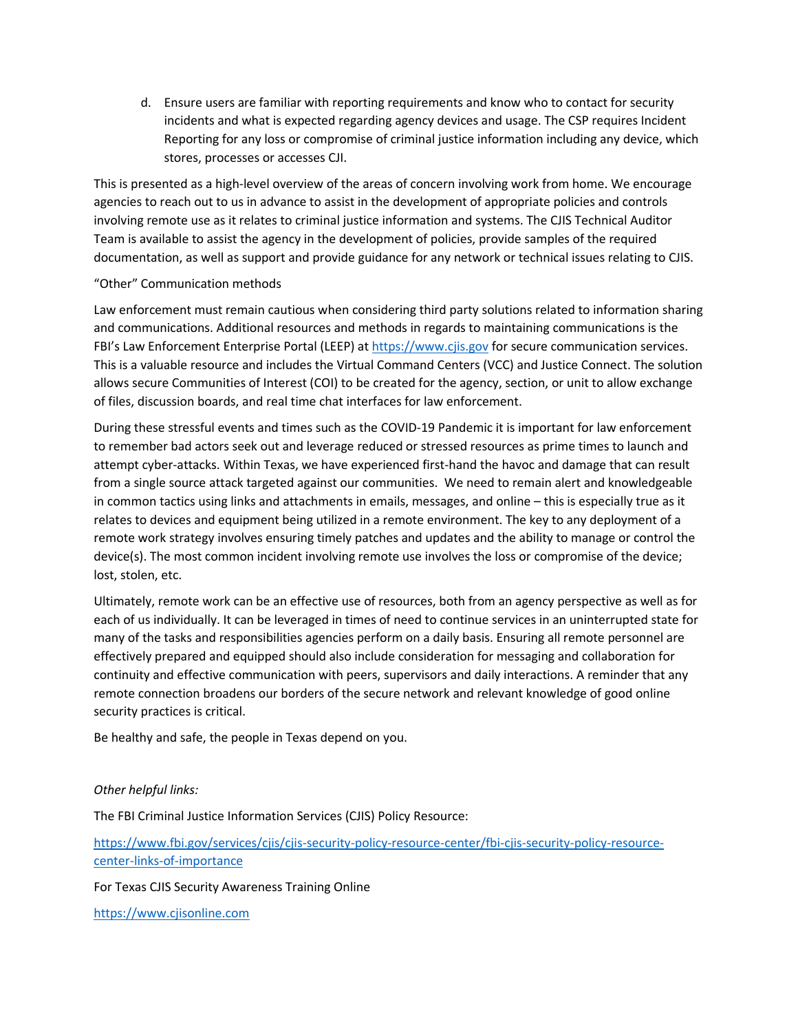d. Ensure users are familiar with reporting requirements and know who to contact for security incidents and what is expected regarding agency devices and usage. The CSP requires Incident Reporting for any loss or compromise of criminal justice information including any device, which stores, processes or accesses CJI.

This is presented as a high-level overview of the areas of concern involving work from home. We encourage agencies to reach out to us in advance to assist in the development of appropriate policies and controls involving remote use as it relates to criminal justice information and systems. The CJIS Technical Auditor Team is available to assist the agency in the development of policies, provide samples of the required documentation, as well as support and provide guidance for any network or technical issues relating to CJIS.

"Other" Communication methods

Law enforcement must remain cautious when considering third party solutions related to information sharing and communications. Additional resources and methods in regards to maintaining communications is the FBI's Law Enforcement Enterprise Portal (LEEP) at [https://www.cjis.gov](https://www.cjis.gov) for secure communication services. This is a valuable resource and includes the Virtual Command Centers (VCC) and Justice Connect. The solution allows secure Communities of Interest (COI) to be created for the agency, section, or unit to allow exchange of files, discussion boards, and real time chat interfaces for law enforcement.

During these stressful events and times such as the COVID-19 Pandemic it is important for law enforcement to remember bad actors seek out and leverage reduced or stressed resources as prime times to launch and attempt cyber-attacks. Within Texas, we have experienced first-hand the havoc and damage that can result from a single source attack targeted against our communities. We need to remain alert and knowledgeable in common tactics using links and attachments in emails, messages, and online – this is especially true as it relates to devices and equipment being utilized in a remote environment. The key to any deployment of a remote work strategy involves ensuring timely patches and updates and the ability to manage or control the device(s). The most common incident involving remote use involves the loss or compromise of the device; lost, stolen, etc.

Ultimately, remote work can be an effective use of resources, both from an agency perspective as well as for each of us individually. It can be leveraged in times of need to continue services in an uninterrupted state for many of the tasks and responsibilities agencies perform on a daily basis. Ensuring all remote personnel are effectively prepared and equipped should also include consideration for messaging and collaboration for continuity and effective communication with peers, supervisors and daily interactions. A reminder that any remote connection broadens our borders of the secure network and relevant knowledge of good online security practices is critical.

Be healthy and safe, the people in Texas depend on you.

*Other helpful links:*

The FBI Criminal Justice Information Services (CJIS) Policy Resource:

[https://www.fbi.gov/services/cjis/cjis-security-policy-resource-center/fbi-cjis-security-policy-resource-center-links-of-importance](https://www.fbi.gov/services/cjis/cjis-security-policy-resource-center/fbi-cjis-security-policy-resource-center-links-of-importance)

For Texas CJIS Security Awareness Training Online

[https://www.cjisonline.com](https://www.cjisonline.com)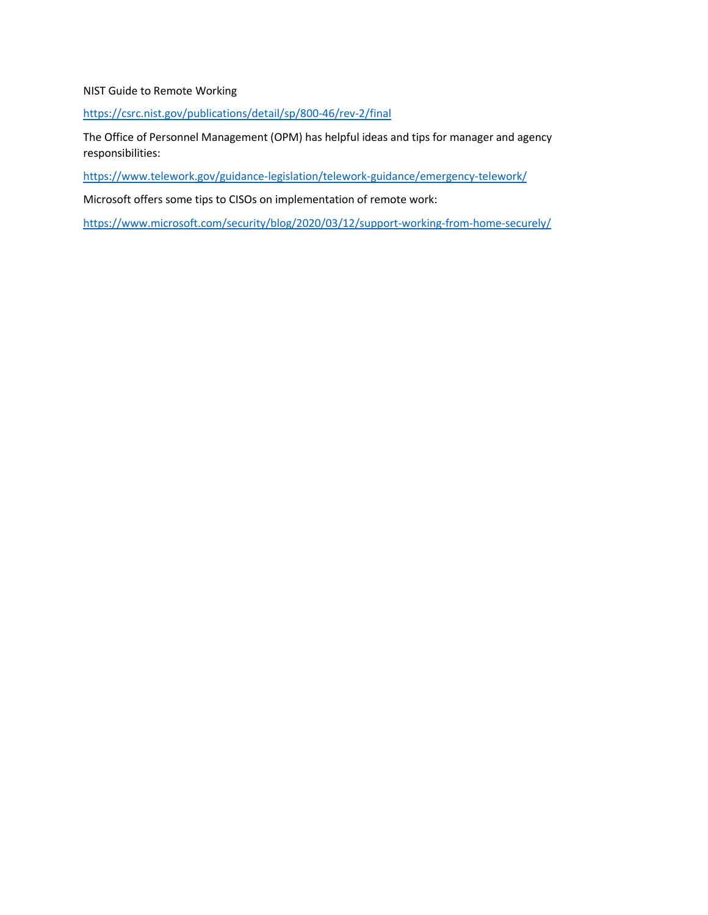NIST Guide to Remote Working

https://csrc.nist.gov/publications/detail/sp/800-46/rev-2/final

The Office of Personnel Management (OPM) has helpful ideas and tips for manager and agency responsibilities:

https://www.telework.gov/guidance-legislation/telework-guidance/emergency-telework/

Microsoft offers some tips to CISOs on implementation of remote work:

https://www.microsoft.com/security/blog/2020/03/12/support-working-from-home-securely/